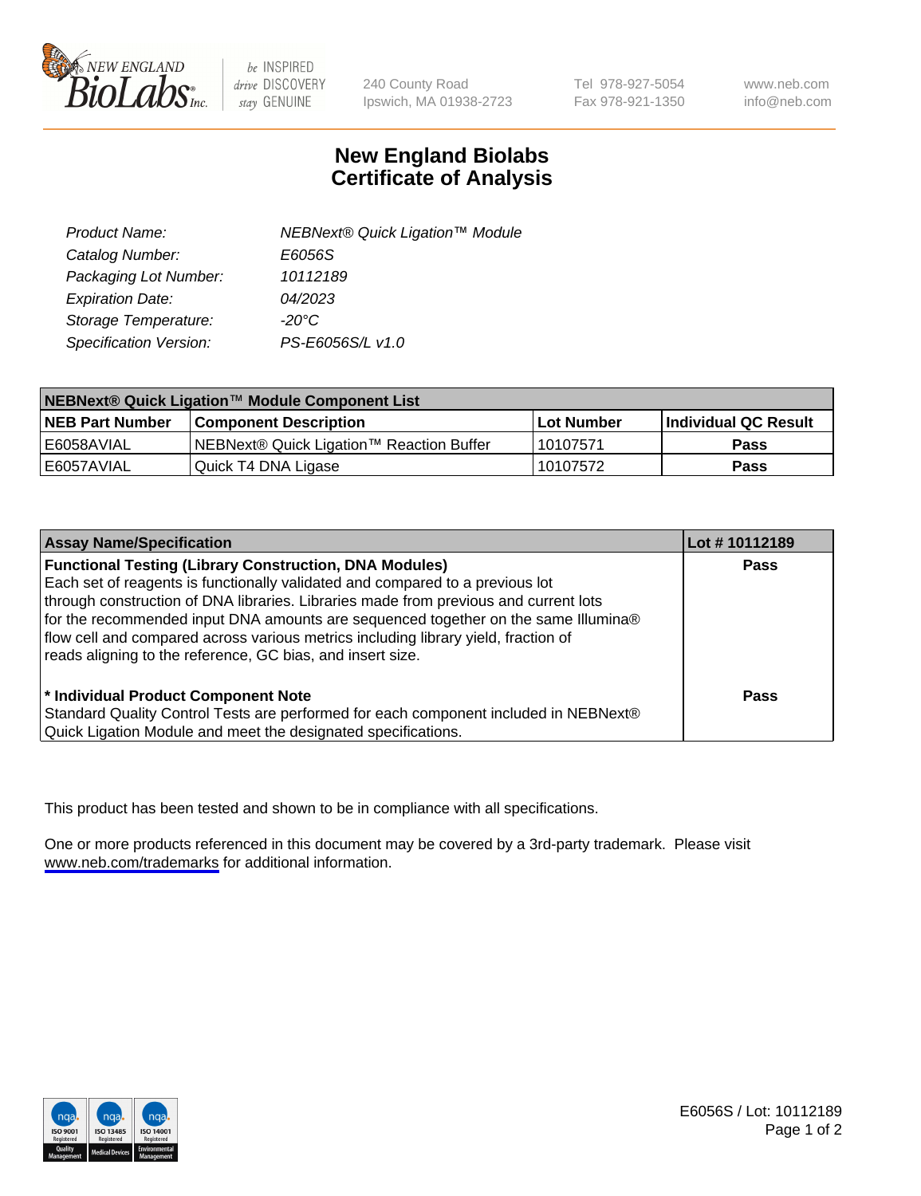240 County Road
Ipswich, MA 01938-2723

Tel 978-927-5054
Fax 978-921-1350

www.neb.com
info@neb.com

# New England Biolabs
# Certificate of Analysis

| | |
|---|---|
| *Product Name:* | *NEBNext® Quick Ligation™ Module* |
| *Catalog Number:* | *E6056S* |
| *Packaging Lot Number:* | *10112189* |
| *Expiration Date:* | *04/2023* |
| *Storage Temperature:* | *-20°C* |
| *Specification Version:* | *PS-E6056S/L v1.0* |

| **NEBNext® Quick Ligation™ Module Component List** | | | |
|---|---|---|---|
| **NEB Part Number** | **Component Description** | **Lot Number** | **Individual QC Result** |
| E6058AVIAL | NEBNext® Quick Ligation™ Reaction Buffer | 10107571 | **Pass** |
| E6057AVIAL | Quick T4 DNA Ligase | 10107572 | **Pass** |

| **Assay Name/Specification** | **Lot # 10112189** |
|---|---|
| **Functional Testing (Library Construction, DNA Modules)** Each set of reagents is functionally validated and compared to a previous lot through construction of DNA libraries. Libraries made from previous and current lots for the recommended input DNA amounts are sequenced together on the same Illumina® flow cell and compared across various metrics including library yield, fraction of reads aligning to the reference, GC bias, and insert size. | **Pass** |
| **\* Individual Product Component Note** Standard Quality Control Tests are performed for each component included in NEBNext® Quick Ligation Module and meet the designated specifications. | **Pass** |

This product has been tested and shown to be in compliance with all specifications.

One or more products referenced in this document may be covered by a 3rd-party trademark. Please visit www.neb.com/trademarks for additional information.

E6056S / Lot: 10112189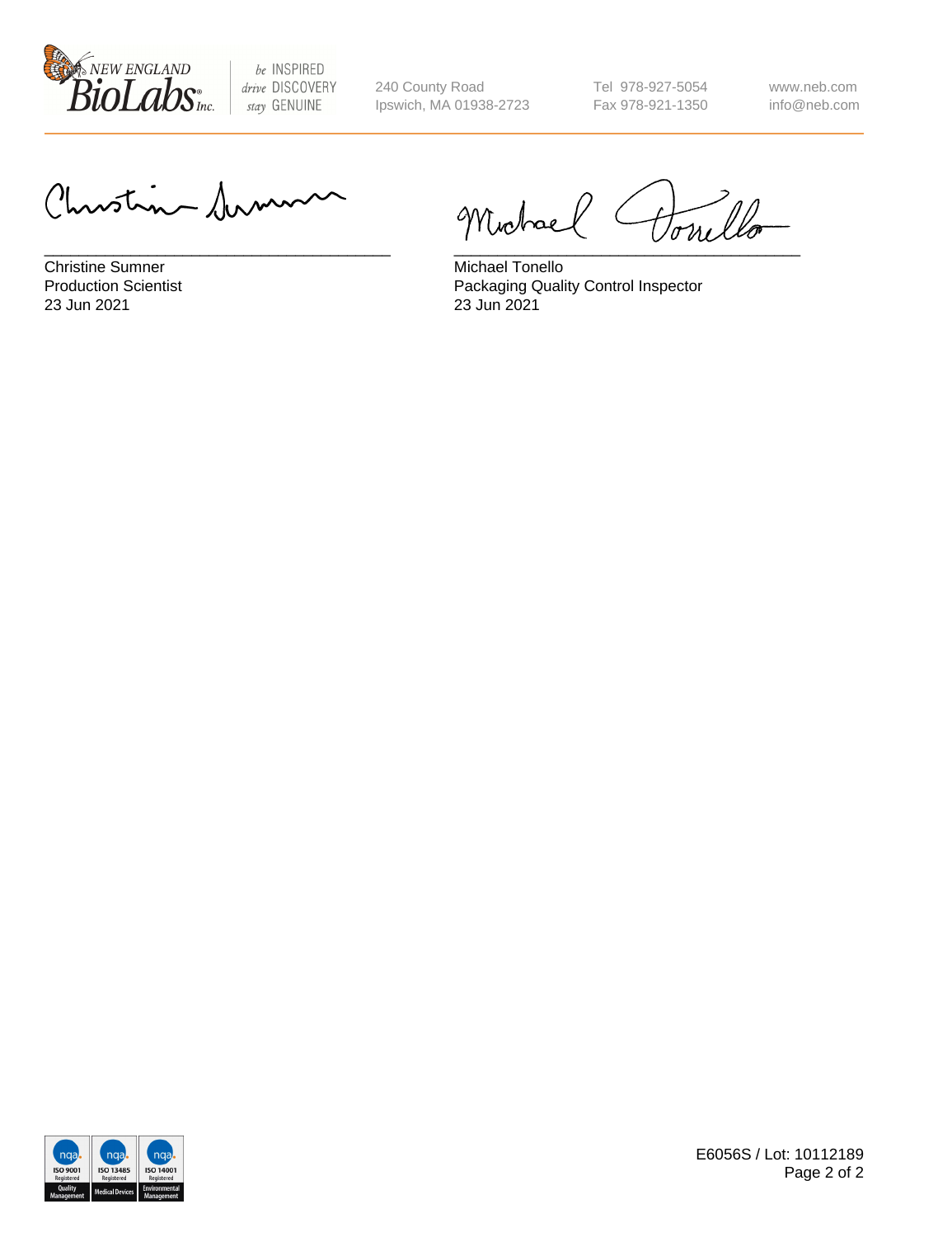NEW ENGLAND BioLabs Inc.

be INSPIRED drive DISCOVERY stay GENUINE

240 County Road
Ipswich, MA 01938-2723

Tel 978-927-5054
Fax 978-921-1350

www.neb.com
info@neb.com

Christine Sumner
Production Scientist
23 Jun 2021

Michael Tonello
Packaging Quality Control Inspector
23 Jun 2021

E6056S / Lot: 10112189